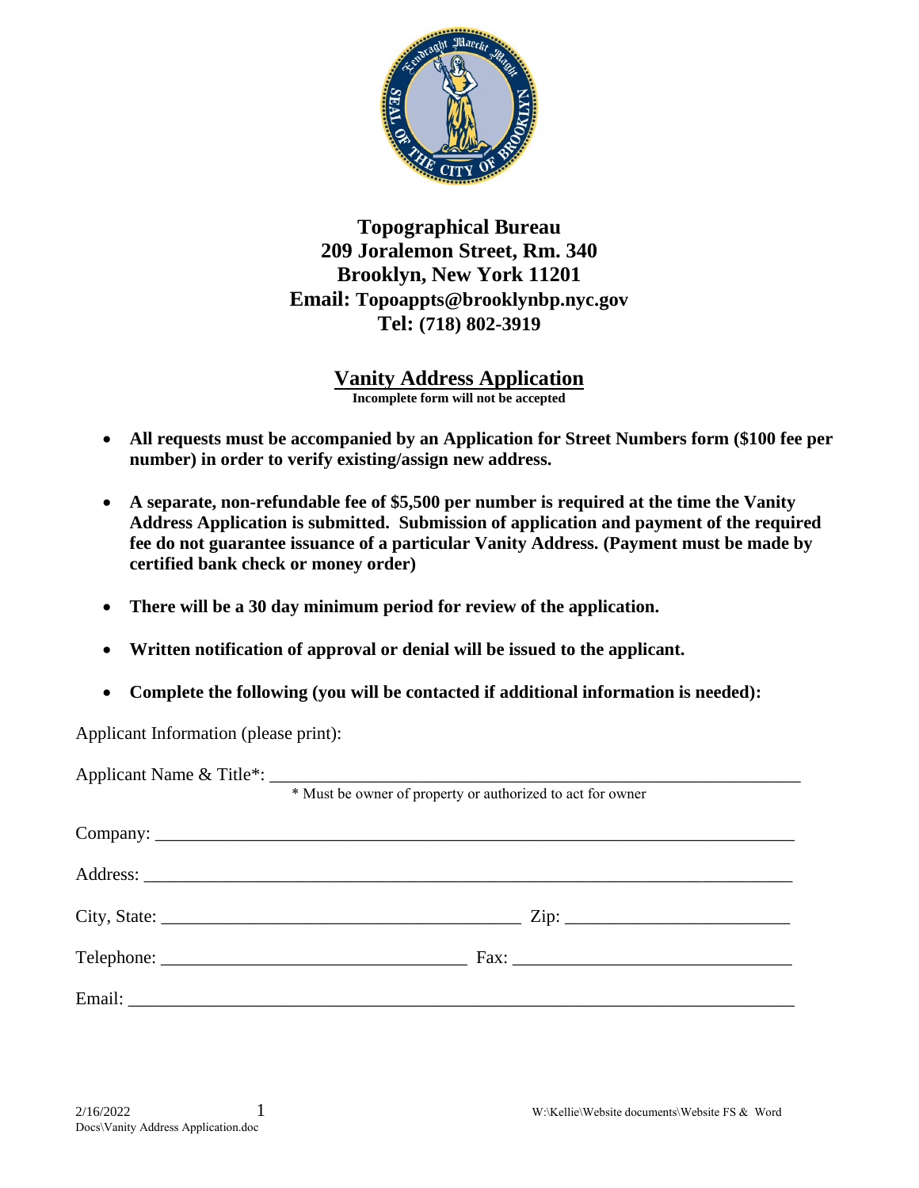**Topographical Bureau**
**209 Joralemon Street, Rm. 340**
**Brooklyn, New York 11201**
**Email: Topoappts@brooklynbp.nyc.gov**
**Tel: (718) 802-3919**

# Vanity Address Application

**Incomplete form will not be accepted**

- **All requests must be accompanied by an Application for Street Numbers form ($100 fee per number) in order to verify existing/assign new address.**
- **A separate, non-refundable fee of $5,500 per number is required at the time the Vanity Address Application is submitted. Submission of application and payment of the required fee do not guarantee issuance of a particular Vanity Address. (Payment must be made by certified bank check or money order)**
- **There will be a 30 day minimum period for review of the application.**
- **Written notification of approval or denial will be issued to the applicant.**
- **Complete the following (you will be contacted if additional information is needed):**

Applicant Information (please print):

Applicant Name & Title*: ___________________________________________

\* Must be owner of property or authorized to act for owner

Company: ___________________________________________

Address: ___________________________________________

City, State: ____________________________ Zip: ________________

Telephone: ____________________________ Fax: ________________

Email: ___________________________________________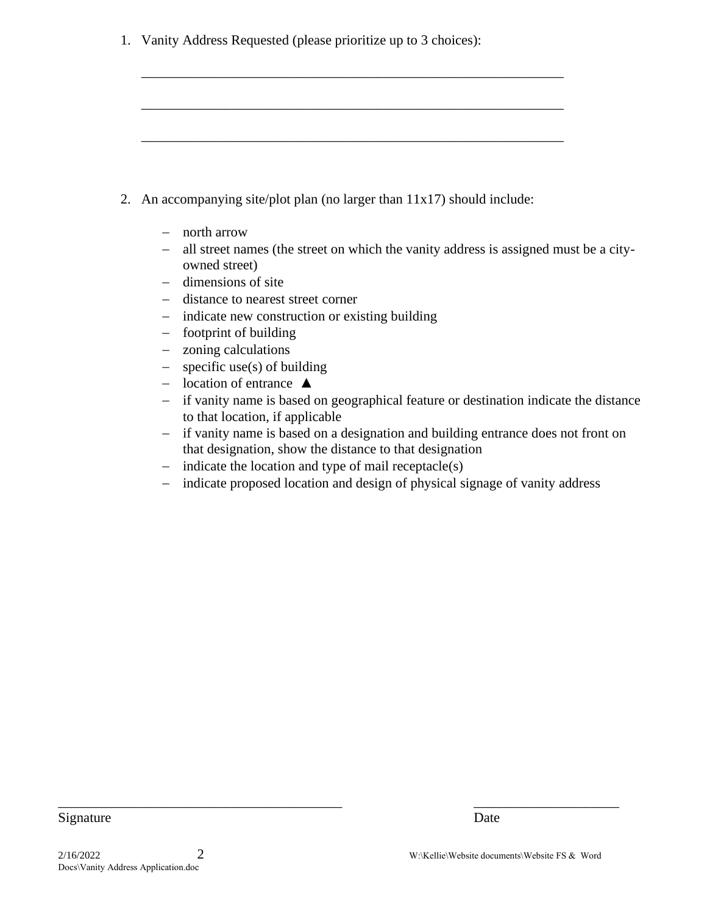1. Vanity Address Requested (please prioritize up to 3 choices):

    ______________________________________________________________

    ______________________________________________________________

    ______________________________________________________________

2. An accompanying site/plot plan (no larger than 11x17) should include:

    - north arrow
    - all street names (the street on which the vanity address is assigned must be a city-owned street)
    - dimensions of site
    - distance to nearest street corner
    - indicate new construction or existing building
    - footprint of building
    - zoning calculations
    - specific use(s) of building
    - location of entrance ▲
    - if vanity name is based on geographical feature or destination indicate the distance to that location, if applicable
    - if vanity name is based on a designation and building entrance does not front on that designation, show the distance to that designation
    - indicate the location and type of mail receptacle(s)
    - indicate proposed location and design of physical signage of vanity address

__________________________________________ ______________________

Signature Date

2/16/2022 W:\Kellie\Website documents\Website FS & Word Docs\Vanity Address Application.doc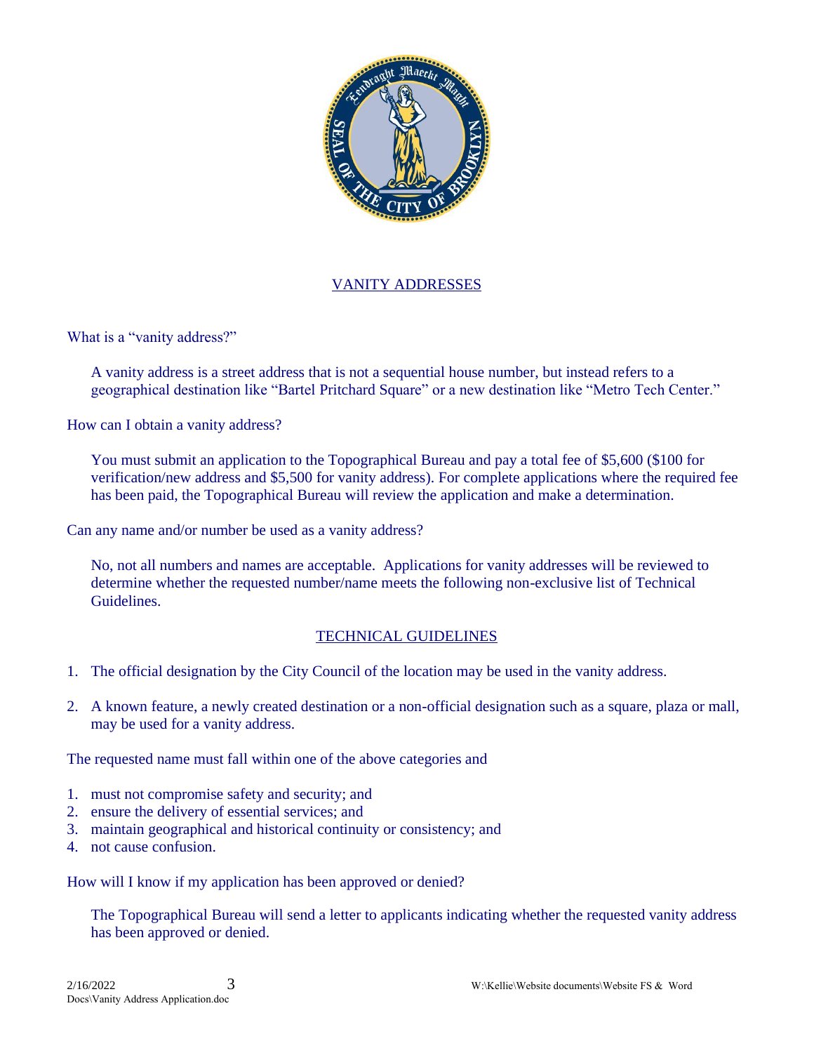## VANITY ADDRESSES

What is a "vanity address?"

A vanity address is a street address that is not a sequential house number, but instead refers to a geographical destination like "Bartel Pritchard Square" or a new destination like "Metro Tech Center."

How can I obtain a vanity address?

You must submit an application to the Topographical Bureau and pay a total fee of $5,600 ($100 for verification/new address and $5,500 for vanity address). For complete applications where the required fee has been paid, the Topographical Bureau will review the application and make a determination.

Can any name and/or number be used as a vanity address?

No, not all numbers and names are acceptable. Applications for vanity addresses will be reviewed to determine whether the requested number/name meets the following non-exclusive list of Technical Guidelines.

### TECHNICAL GUIDELINES

1. The official designation by the City Council of the location may be used in the vanity address.
2. A known feature, a newly created destination or a non-official designation such as a square, plaza or mall, may be used for a vanity address.

The requested name must fall within one of the above categories and

1. must not compromise safety and security; and
2. ensure the delivery of essential services; and
3. maintain geographical and historical continuity or consistency; and
4. not cause confusion.

How will I know if my application has been approved or denied?

The Topographical Bureau will send a letter to applicants indicating whether the requested vanity address has been approved or denied.